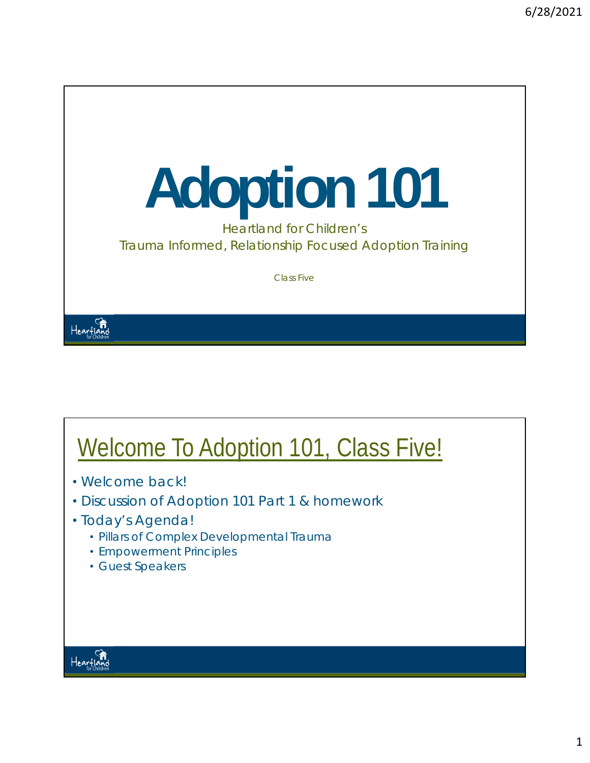# Adoption 101

Heartland for Children's
Trauma Informed, Relationship Focused Adoption Training

Class Five

## Welcome To Adoption 101, Class Five!

- Welcome back!
- Discussion of Adoption 101 Part 1 & homework
- Today's Agenda!
  - Pillars of Complex Developmental Trauma
  - Empowerment Principles
  - Guest Speakers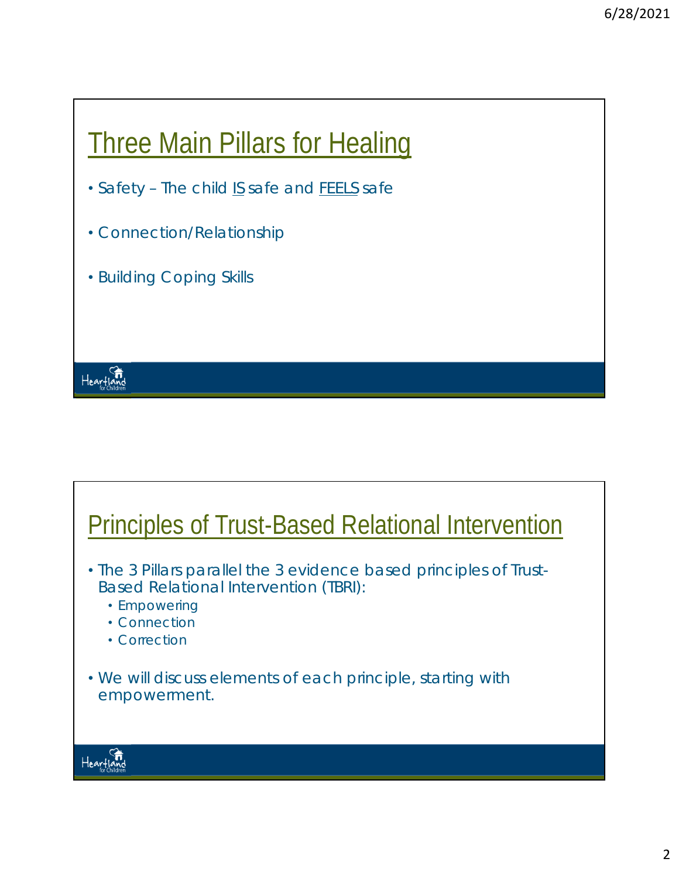## Three Main Pillars for Healing

- Safety – The child IS safe and FEELS safe
- Connection/Relationship
- Building Coping Skills

## Principles of Trust-Based Relational Intervention

- The 3 Pillars parallel the 3 evidence based principles of Trust-Based Relational Intervention (TBRI):
  - Empowering
  - Connection
  - Correction
- We will discuss elements of each principle, starting with empowerment.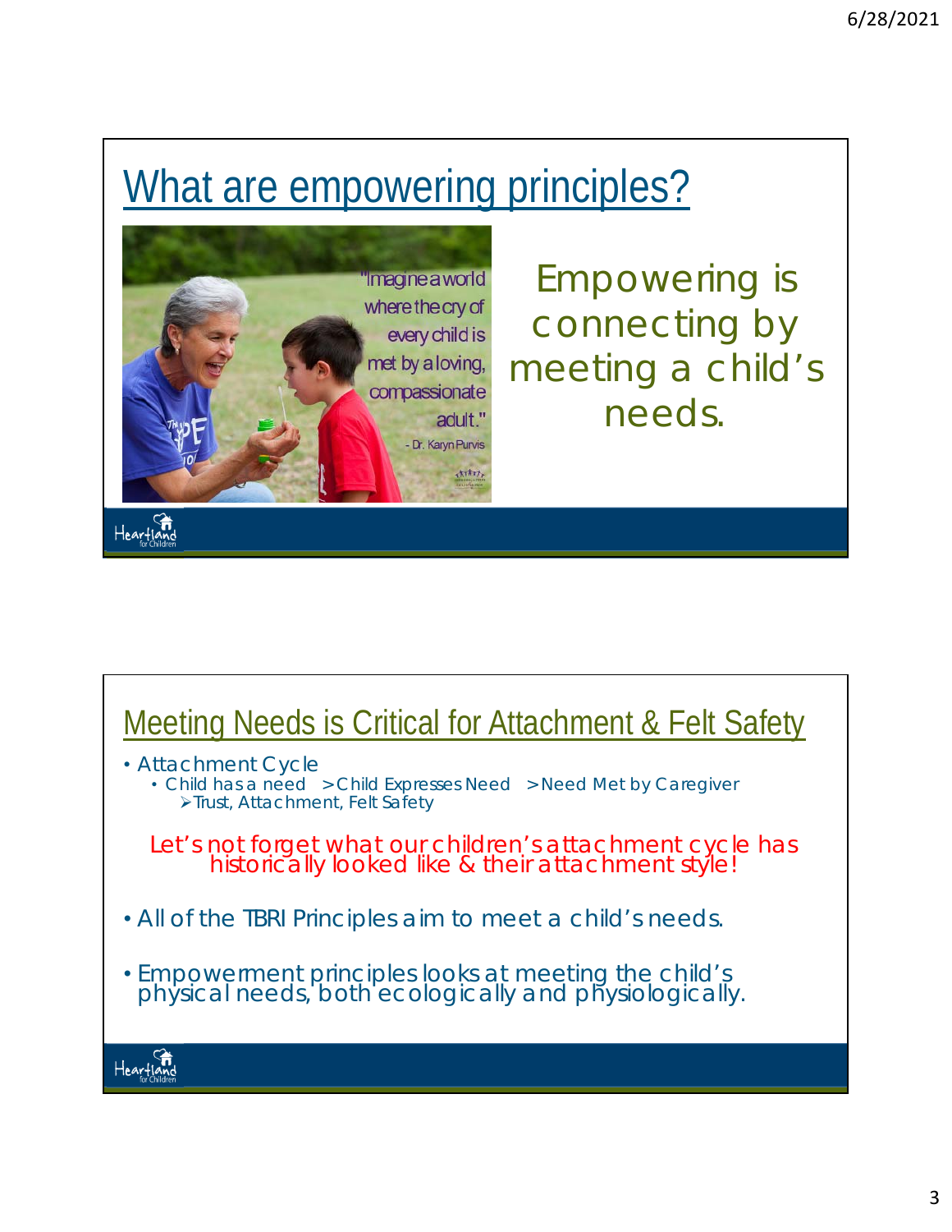# What are empowering principles?

"Imagine a world where the cry of every child is met by a loving, compassionate adult."
- Dr. Karyn Purvis

Empowering is connecting by meeting a child's needs.

# Meeting Needs is Critical for Attachment & Felt Safety

- Attachment Cycle
  - Child has a need >Child Expresses Need >Need Met by Caregiver
    - Trust, Attachment, Felt Safety

Let's not forget what our children's attachment cycle has historically looked like & their attachment style!

- All of the TBRI Principles aim to meet a child's needs.
- Empowerment principles looks at meeting the child's physical needs, both ecologically and physiologically.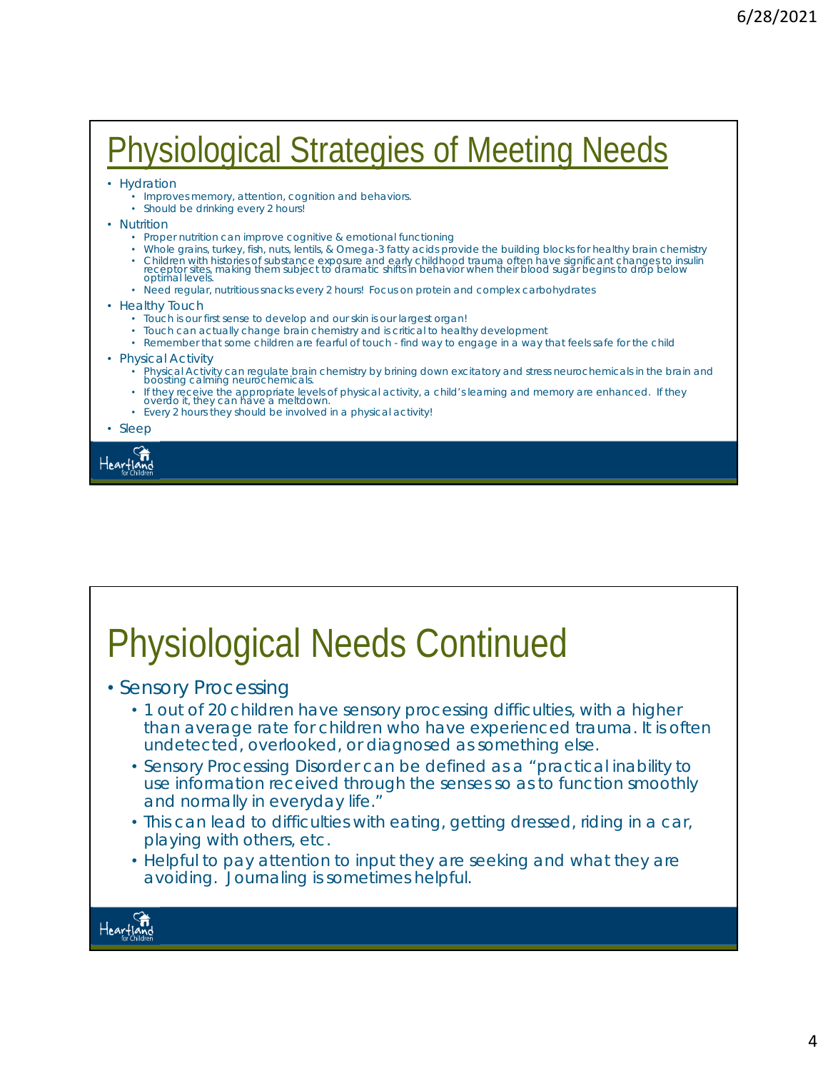# Physiological Strategies of Meeting Needs

- Hydration
  - Improves memory, attention, cognition and behaviors.
  - Should be drinking every 2 hours!
- Nutrition
  - Proper nutrition can improve cognitive & emotional functioning
  - Whole grains, turkey, fish, nuts, lentils, & Omega-3 fatty acids provide the building blocks for healthy brain chemistry
  - Children with histories of substance exposure and early childhood trauma often have significant changes to insulin receptor sites, making them subject to dramatic shifts in behavior when their blood sugar begins to drop below optimal levels.
  - Need regular, nutritious snacks every 2 hours! Focus on protein and complex carbohydrates
- Healthy Touch
  - Touch is our first sense to develop and our skin is our largest organ!
  - Touch can actually change brain chemistry and is critical to healthy development
  - Remember that some children are fearful of touch - find way to engage in a way that feels safe for the child
- Physical Activity
  - Physical Activity can regulate brain chemistry by brining down excitatory and stress neurochemicals in the brain and boosting calming neurochemicals.
  - If they receive the appropriate levels of physical activity, a child's learning and memory are enhanced. If they overdo it, they can have a meltdown.
  - Every 2 hours they should be involved in a physical activity!
- Sleep

# Physiological Needs Continued

- Sensory Processing
  - 1 out of 20 children have sensory processing difficulties, with a higher than average rate for children who have experienced trauma. It is often undetected, overlooked, or diagnosed as something else.
  - Sensory Processing Disorder can be defined as a "practical inability to use information received through the senses so as to function smoothly and normally in everyday life."
  - This can lead to difficulties with eating, getting dressed, riding in a car, playing with others, etc.
  - Helpful to pay attention to input they are seeking and what they are avoiding. Journaling is sometimes helpful.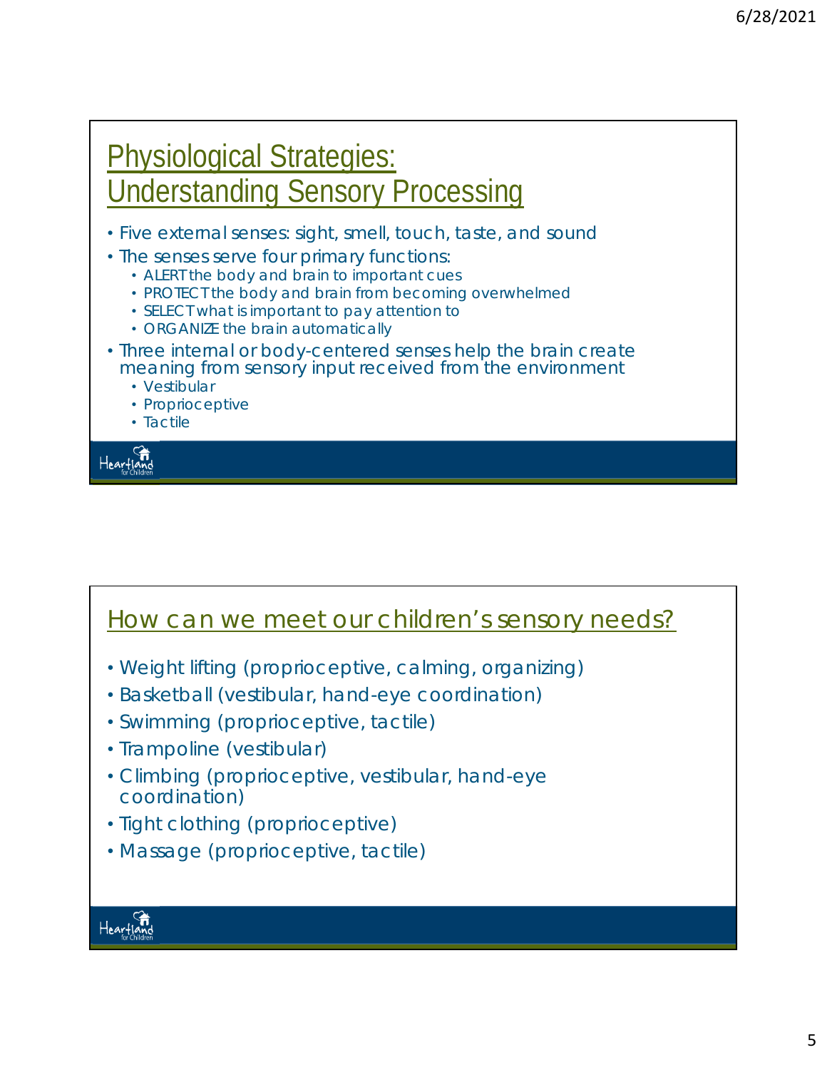## Physiological Strategies: Understanding Sensory Processing

- Five external senses: sight, smell, touch, taste, and sound
- The senses serve four primary functions:
  - ALERT the body and brain to important cues
  - PROTECT the body and brain from becoming overwhelmed
  - SELECT what is important to pay attention to
  - ORGANIZE the brain automatically
- Three internal or body-centered senses help the brain create meaning from sensory input received from the environment
  - Vestibular
  - Proprioceptive
  - Tactile

## How can we meet our children's sensory needs?

- Weight lifting (proprioceptive, calming, organizing)
- Basketball (vestibular, hand-eye coordination)
- Swimming (proprioceptive, tactile)
- Trampoline (vestibular)
- Climbing (proprioceptive, vestibular, hand-eye coordination)
- Tight clothing (proprioceptive)
- Massage (proprioceptive, tactile)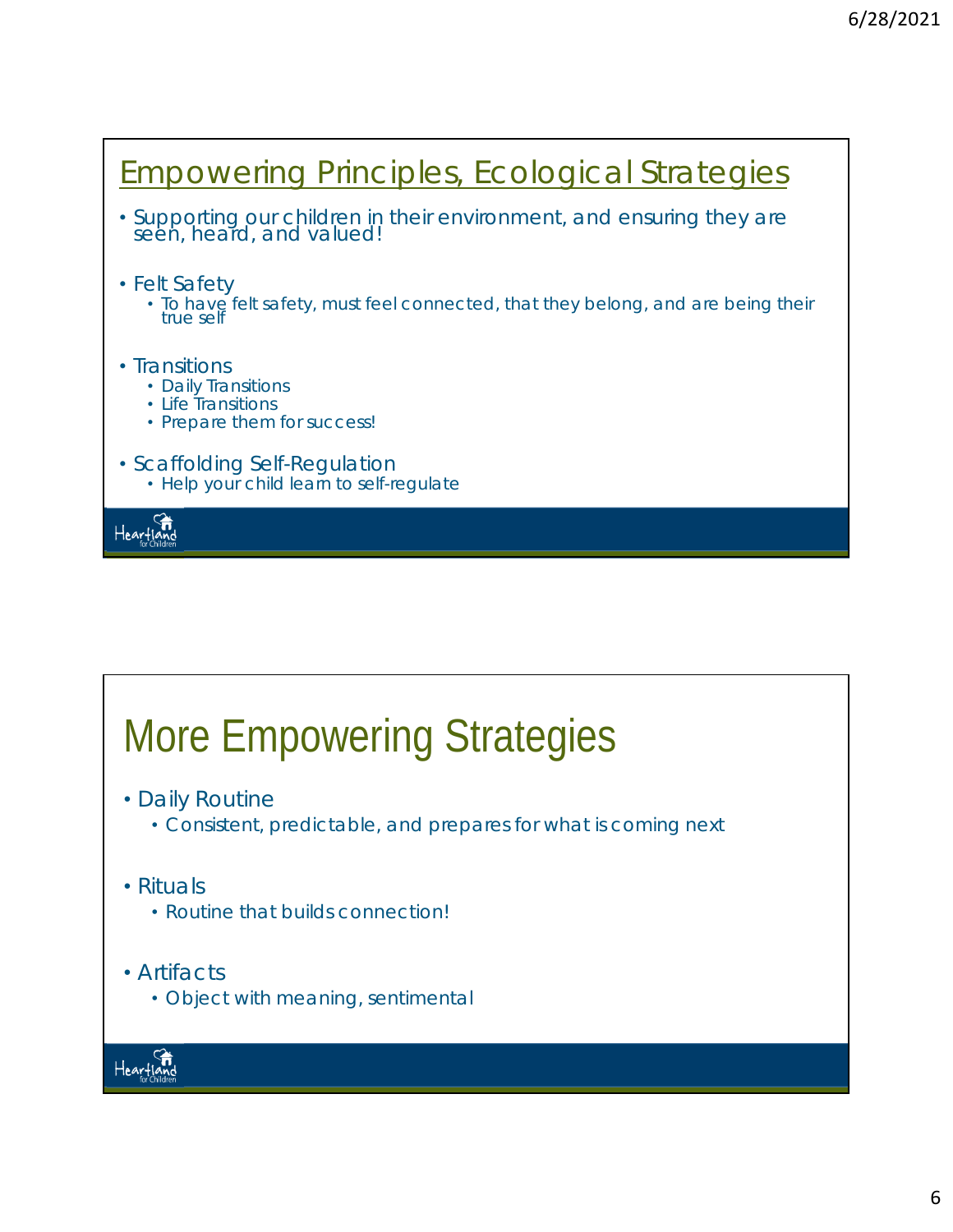## Empowering Principles, Ecological Strategies

- Supporting our children in their environment, and ensuring they are seen, heard, and valued!
- Felt Safety
  - To have felt safety, must feel connected, that they belong, and are being their true self
- Transitions
  - Daily Transitions
  - Life Transitions
  - Prepare them for success!
- Scaffolding Self-Regulation
  - Help your child learn to self-regulate

## More Empowering Strategies

- Daily Routine
  - Consistent, predictable, and prepares for what is coming next
- Rituals
  - Routine that builds connection!
- Artifacts
  - Object with meaning, sentimental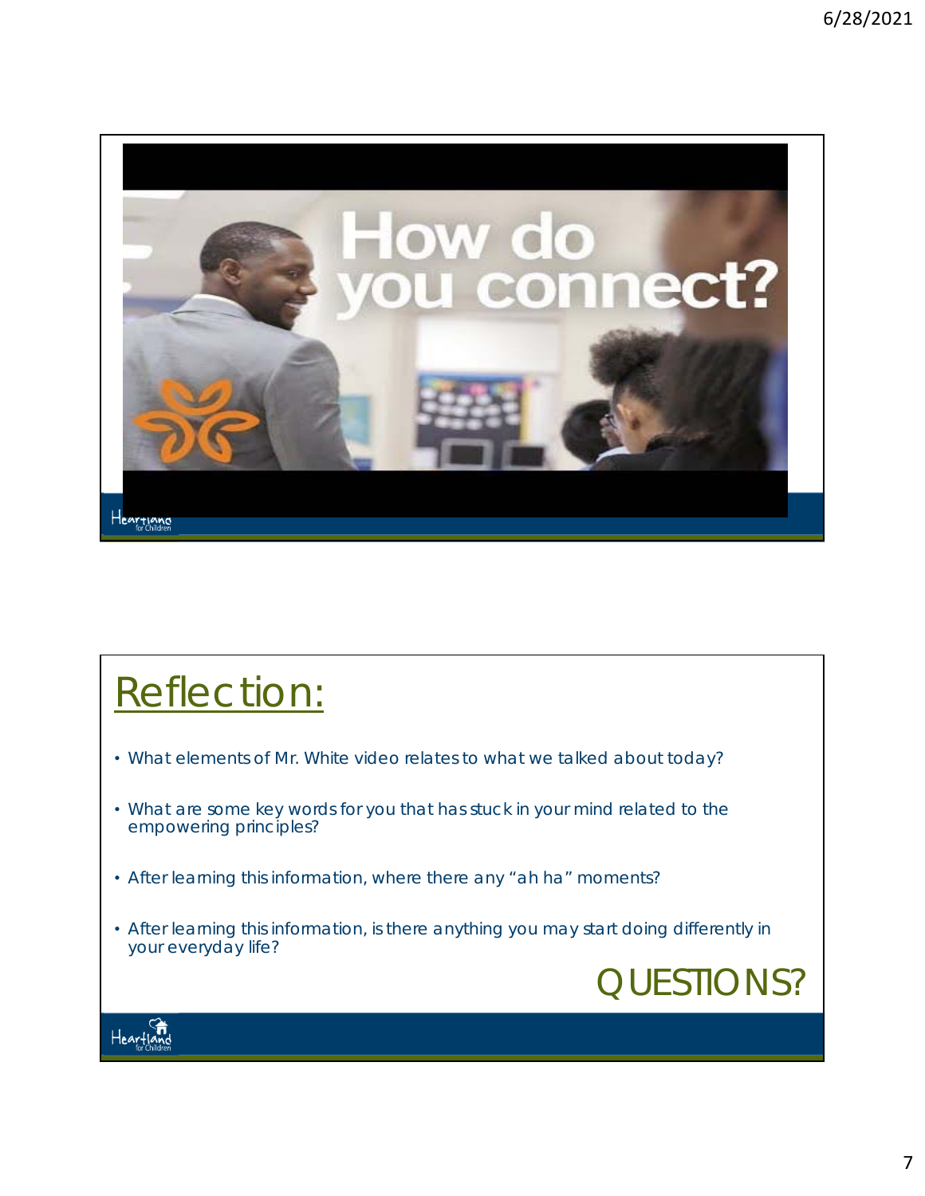How do you connect?

# Reflection:

- What elements of Mr. White video relates to what we talked about today?
- What are some key words for you that has stuck in your mind related to the empowering principles?
- After learning this information, where there any “ah ha” moments?
- After learning this information, is there anything you may start doing differently in your everyday life?

QUESTIONS?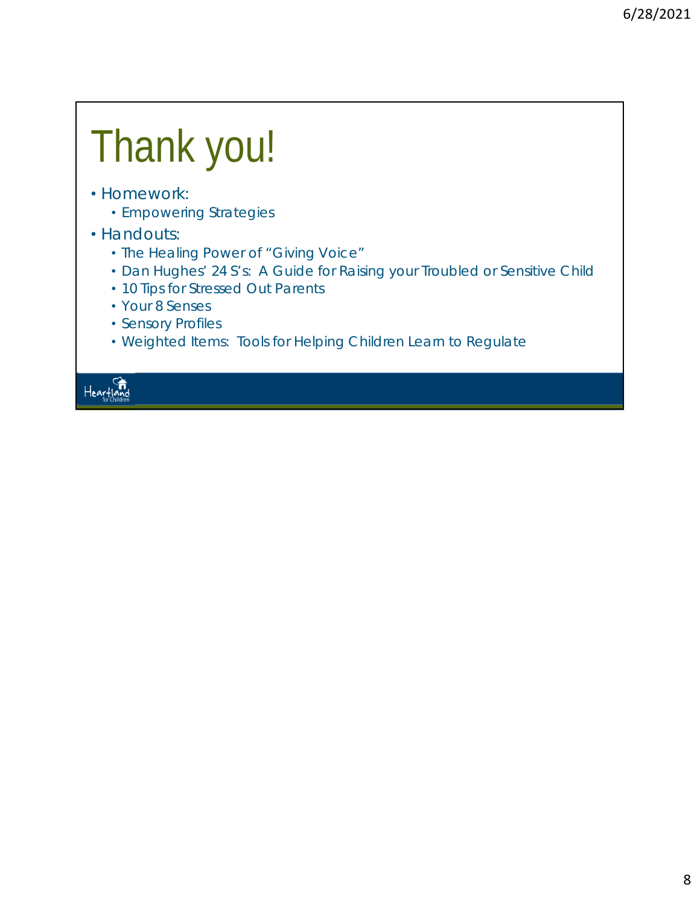# Thank you!

- Homework:
  - Empowering Strategies
- Handouts:
  - The Healing Power of "Giving Voice"
  - Dan Hughes' 24 S's: A Guide for Raising your Troubled or Sensitive Child
  - 10 Tips for Stressed Out Parents
  - Your 8 Senses
  - Sensory Profiles
  - Weighted Items: Tools for Helping Children Learn to Regulate